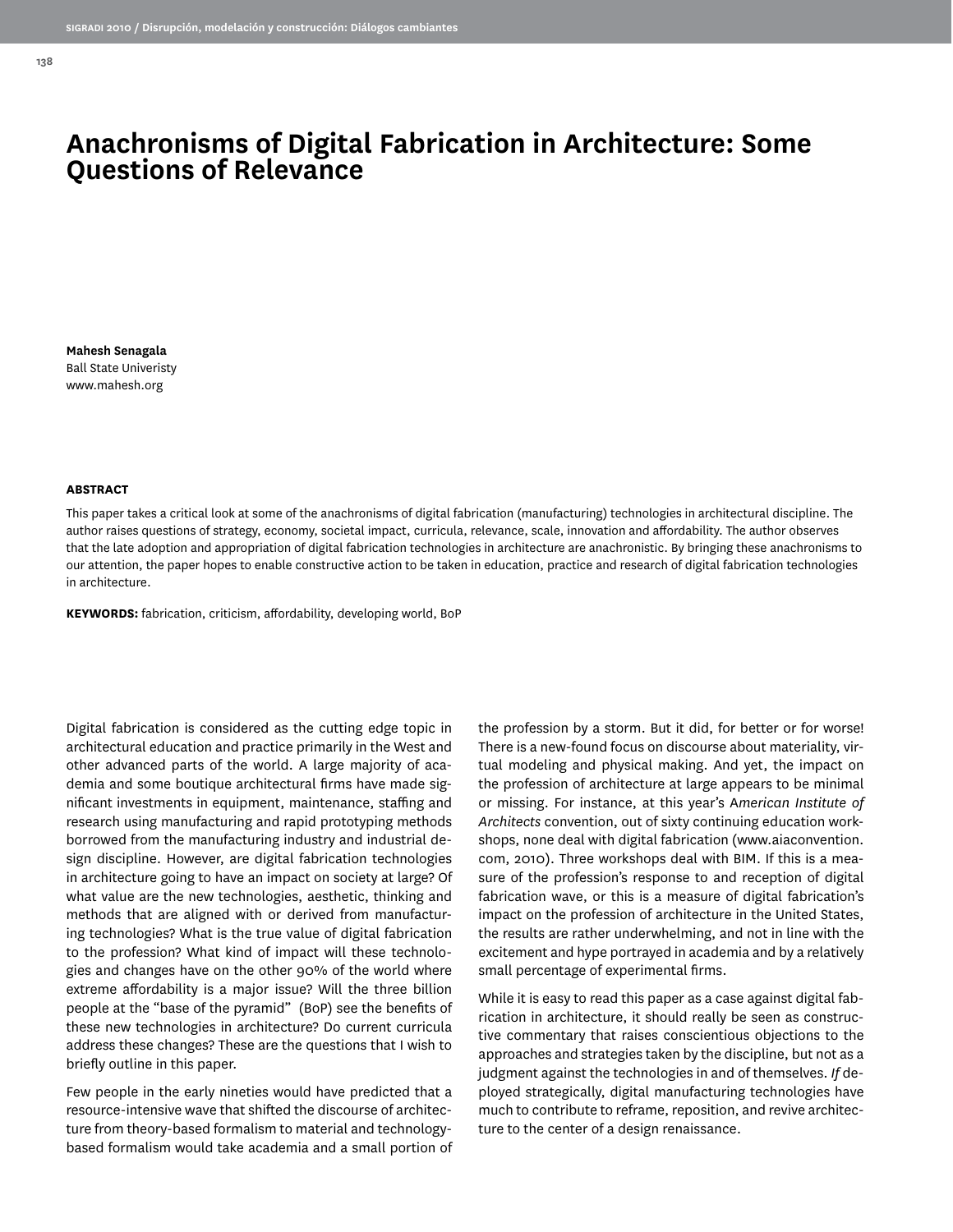# Anachronisms of Digital Fabrication in Architecture: Some Questions of Relevance

**Mahesh Senagala**
Ball State Univeristy
www.mahesh.org

**ABSTRACT**

This paper takes a critical look at some of the anachronisms of digital fabrication (manufacturing) technologies in architectural discipline. The author raises questions of strategy, economy, societal impact, curricula, relevance, scale, innovation and affordability. The author observes that the late adoption and appropriation of digital fabrication technologies in architecture are anachronistic. By bringing these anachronisms to our attention, the paper hopes to enable constructive action to be taken in education, practice and research of digital fabrication technologies in architecture.

**KEYWORDS:** fabrication, criticism, affordability, developing world, BoP

Digital fabrication is considered as the cutting edge topic in architectural education and practice primarily in the West and other advanced parts of the world. A large majority of academia and some boutique architectural firms have made significant investments in equipment, maintenance, staffing and research using manufacturing and rapid prototyping methods borrowed from the manufacturing industry and industrial design discipline. However, are digital fabrication technologies in architecture going to have an impact on society at large? Of what value are the new technologies, aesthetic, thinking and methods that are aligned with or derived from manufacturing technologies? What is the true value of digital fabrication to the profession? What kind of impact will these technologies and changes have on the other 90% of the world where extreme affordability is a major issue? Will the three billion people at the "base of the pyramid" (BoP) see the benefits of these new technologies in architecture? Do current curricula address these changes? These are the questions that I wish to briefly outline in this paper.

Few people in the early nineties would have predicted that a resource-intensive wave that shifted the discourse of architecture from theory-based formalism to material and technology-based formalism would take academia and a small portion of the profession by a storm. But it did, for better or for worse! There is a new-found focus on discourse about materiality, virtual modeling and physical making. And yet, the impact on the profession of architecture at large appears to be minimal or missing. For instance, at this year's A*merican Institute of Architects* convention, out of sixty continuing education workshops, none deal with digital fabrication (www.aiaconvention.com, 2010). Three workshops deal with BIM. If this is a measure of the profession's response to and reception of digital fabrication wave, or this is a measure of digital fabrication's impact on the profession of architecture in the United States, the results are rather underwhelming, and not in line with the excitement and hype portrayed in academia and by a relatively small percentage of experimental firms.

While it is easy to read this paper as a case against digital fabrication in architecture, it should really be seen as constructive commentary that raises conscientious objections to the approaches and strategies taken by the discipline, but not as a judgment against the technologies in and of themselves. *If* deployed strategically, digital manufacturing technologies have much to contribute to reframe, reposition, and revive architecture to the center of a design renaissance.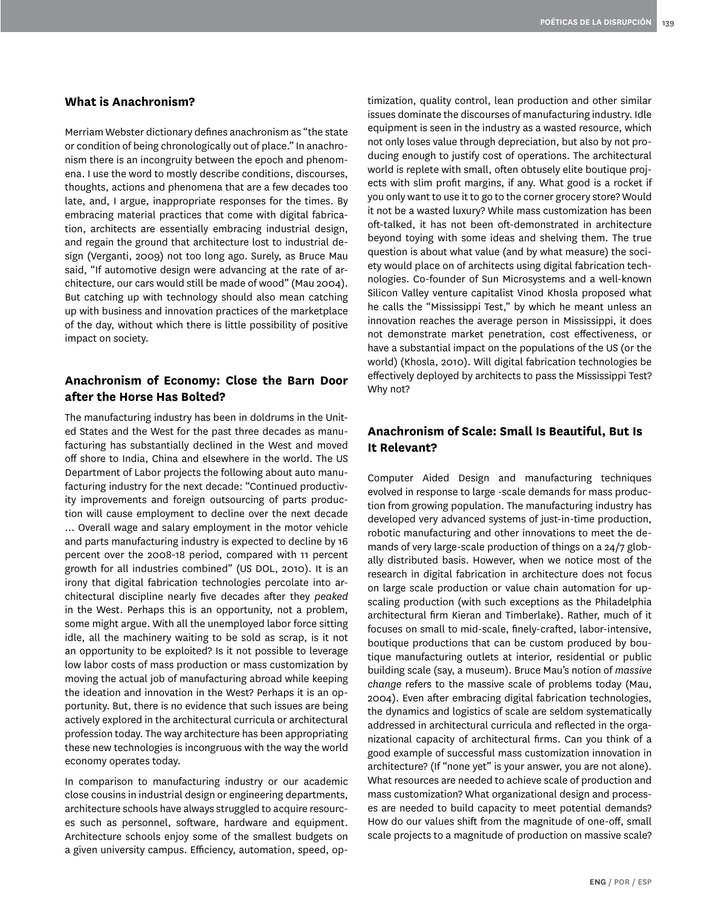## What is Anachronism?

Merriam Webster dictionary defines anachronism as "the state or condition of being chronologically out of place." In anachronism there is an incongruity between the epoch and phenomena. I use the word to mostly describe conditions, discourses, thoughts, actions and phenomena that are a few decades too late, and, I argue, inappropriate responses for the times. By embracing material practices that come with digital fabrication, architects are essentially embracing industrial design, and regain the ground that architecture lost to industrial design (Verganti, 2009) not too long ago. Surely, as Bruce Mau said, "If automotive design were advancing at the rate of architecture, our cars would still be made of wood" (Mau 2004). But catching up with technology should also mean catching up with business and innovation practices of the marketplace of the day, without which there is little possibility of positive impact on society.

## Anachronism of Economy: Close the Barn Door after the Horse Has Bolted?

The manufacturing industry has been in doldrums in the United States and the West for the past three decades as manufacturing has substantially declined in the West and moved off shore to India, China and elsewhere in the world. The US Department of Labor projects the following about auto manufacturing industry for the next decade: "Continued productivity improvements and foreign outsourcing of parts production will cause employment to decline over the next decade … Overall wage and salary employment in the motor vehicle and parts manufacturing industry is expected to decline by 16 percent over the 2008-18 period, compared with 11 percent growth for all industries combined" (US DOL, 2010). It is an irony that digital fabrication technologies percolate into architectural discipline nearly five decades after they *peaked* in the West. Perhaps this is an opportunity, not a problem, some might argue. With all the unemployed labor force sitting idle, all the machinery waiting to be sold as scrap, is it not an opportunity to be exploited? Is it not possible to leverage low labor costs of mass production or mass customization by moving the actual job of manufacturing abroad while keeping the ideation and innovation in the West? Perhaps it is an opportunity. But, there is no evidence that such issues are being actively explored in the architectural curricula or architectural profession today. The way architecture has been appropriating these new technologies is incongruous with the way the world economy operates today.

In comparison to manufacturing industry or our academic close cousins in industrial design or engineering departments, architecture schools have always struggled to acquire resources such as personnel, software, hardware and equipment. Architecture schools enjoy some of the smallest budgets on a given university campus. Efficiency, automation, speed, optimization, quality control, lean production and other similar issues dominate the discourses of manufacturing industry. Idle equipment is seen in the industry as a wasted resource, which not only loses value through depreciation, but also by not producing enough to justify cost of operations. The architectural world is replete with small, often obtusely elite boutique projects with slim profit margins, if any. What good is a rocket if you only want to use it to go to the corner grocery store? Would it not be a wasted luxury? While mass customization has been oft-talked, it has not been oft-demonstrated in architecture beyond toying with some ideas and shelving them. The true question is about what value (and by what measure) the society would place on of architects using digital fabrication technologies. Co-founder of Sun Microsystems and a well-known Silicon Valley venture capitalist Vinod Khosla proposed what he calls the "Mississippi Test," by which he meant unless an innovation reaches the average person in Mississippi, it does not demonstrate market penetration, cost effectiveness, or have a substantial impact on the populations of the US (or the world) (Khosla, 2010). Will digital fabrication technologies be effectively deployed by architects to pass the Mississippi Test? Why not?

## Anachronism of Scale: Small Is Beautiful, But Is It Relevant?

Computer Aided Design and manufacturing techniques evolved in response to large -scale demands for mass production from growing population. The manufacturing industry has developed very advanced systems of just-in-time production, robotic manufacturing and other innovations to meet the demands of very large-scale production of things on a 24/7 globally distributed basis. However, when we notice most of the research in digital fabrication in architecture does not focus on large scale production or value chain automation for upscaling production (with such exceptions as the Philadelphia architectural firm Kieran and Timberlake). Rather, much of it focuses on small to mid-scale, finely-crafted, labor-intensive, boutique productions that can be custom produced by boutique manufacturing outlets at interior, residential or public building scale (say, a museum). Bruce Mau's notion of *massive change* refers to the massive scale of problems today (Mau, 2004). Even after embracing digital fabrication technologies, the dynamics and logistics of scale are seldom systematically addressed in architectural curricula and reflected in the organizational capacity of architectural firms. Can you think of a good example of successful mass customization innovation in architecture? (If "none yet" is your answer, you are not alone). What resources are needed to achieve scale of production and mass customization? What organizational design and processes are needed to build capacity to meet potential demands? How do our values shift from the magnitude of one-off, small scale projects to a magnitude of production on massive scale?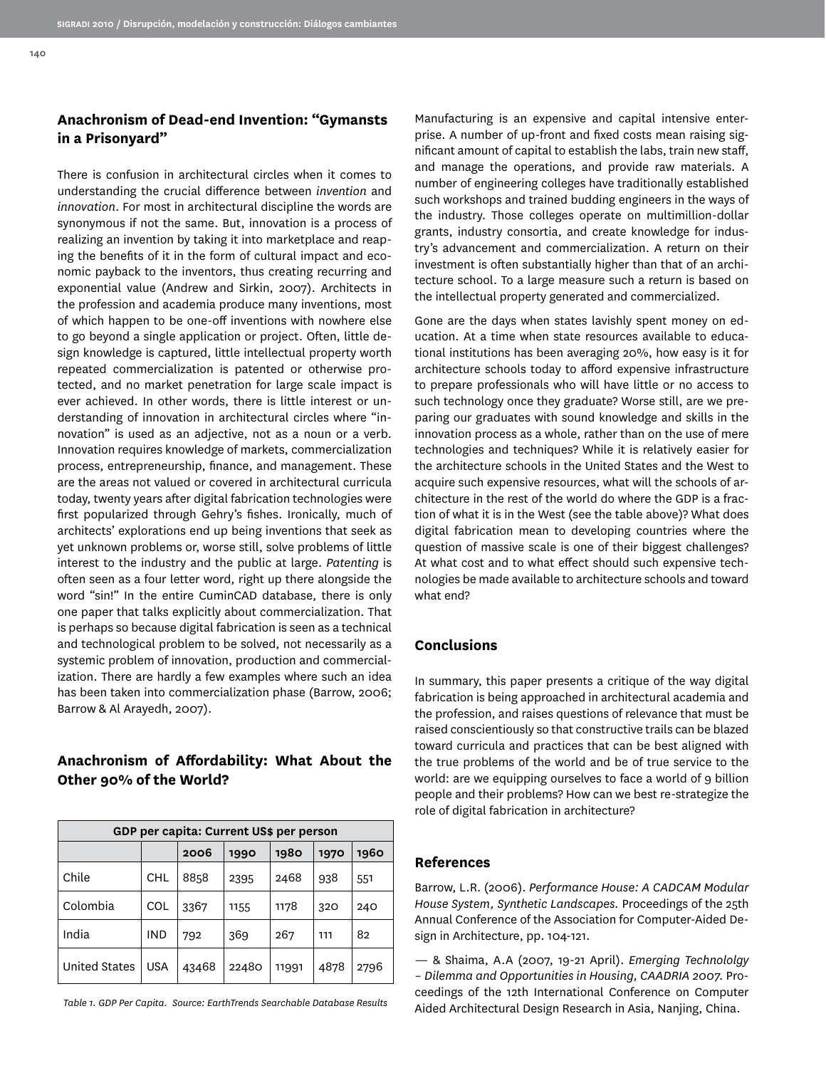## Anachronism of Dead-end Invention: "Gymansts in a Prisonyard"

There is confusion in architectural circles when it comes to understanding the crucial difference between *invention* and *innovation*. For most in architectural discipline the words are synonymous if not the same. But, innovation is a process of realizing an invention by taking it into marketplace and reaping the benefits of it in the form of cultural impact and economic payback to the inventors, thus creating recurring and exponential value (Andrew and Sirkin, 2007). Architects in the profession and academia produce many inventions, most of which happen to be one-off inventions with nowhere else to go beyond a single application or project. Often, little design knowledge is captured, little intellectual property worth repeated commercialization is patented or otherwise protected, and no market penetration for large scale impact is ever achieved. In other words, there is little interest or understanding of innovation in architectural circles where "innovation" is used as an adjective, not as a noun or a verb. Innovation requires knowledge of markets, commercialization process, entrepreneurship, finance, and management. These are the areas not valued or covered in architectural curricula today, twenty years after digital fabrication technologies were first popularized through Gehry's fishes. Ironically, much of architects' explorations end up being inventions that seek as yet unknown problems or, worse still, solve problems of little interest to the industry and the public at large. *Patenting* is often seen as a four letter word, right up there alongside the word "sin!" In the entire CuminCAD database, there is only one paper that talks explicitly about commercialization. That is perhaps so because digital fabrication is seen as a technical and technological problem to be solved, not necessarily as a systemic problem of innovation, production and commercialization. There are hardly a few examples where such an idea has been taken into commercialization phase (Barrow, 2006; Barrow & Al Arayedh, 2007).

## Anachronism of Affordability: What About the Other 90% of the World?

| GDP per capita: Current US$ per person | | | | | | |
|---|---|---|---|---|---|---|
| | | 2006 | 1990 | 1980 | 1970 | 1960 |
| Chile | CHL | 8858 | 2395 | 2468 | 938 | 551 |
| Colombia | COL | 3367 | 1155 | 1178 | 320 | 240 |
| India | IND | 792 | 369 | 267 | 111 | 82 |
| United States | USA | 43468 | 22480 | 11991 | 4878 | 2796 |

*Table 1. GDP Per Capita. Source: EarthTrends Searchable Database Results*

Manufacturing is an expensive and capital intensive enterprise. A number of up-front and fixed costs mean raising significant amount of capital to establish the labs, train new staff, and manage the operations, and provide raw materials. A number of engineering colleges have traditionally established such workshops and trained budding engineers in the ways of the industry. Those colleges operate on multimillion-dollar grants, industry consortia, and create knowledge for industry's advancement and commercialization. A return on their investment is often substantially higher than that of an architecture school. To a large measure such a return is based on the intellectual property generated and commercialized.

Gone are the days when states lavishly spent money on education. At a time when state resources available to educational institutions has been averaging 20%, how easy is it for architecture schools today to afford expensive infrastructure to prepare professionals who will have little or no access to such technology once they graduate? Worse still, are we preparing our graduates with sound knowledge and skills in the innovation process as a whole, rather than on the use of mere technologies and techniques? While it is relatively easier for the architecture schools in the United States and the West to acquire such expensive resources, what will the schools of architecture in the rest of the world do where the GDP is a fraction of what it is in the West (see the table above)? What does digital fabrication mean to developing countries where the question of massive scale is one of their biggest challenges? At what cost and to what effect should such expensive technologies be made available to architecture schools and toward what end?

## Conclusions

In summary, this paper presents a critique of the way digital fabrication is being approached in architectural academia and the profession, and raises questions of relevance that must be raised conscientiously so that constructive trails can be blazed toward curricula and practices that can be best aligned with the true problems of the world and be of true service to the world: are we equipping ourselves to face a world of 9 billion people and their problems? How can we best re-strategize the role of digital fabrication in architecture?

## References

Barrow, L.R. (2006). *Performance House: A CADCAM Modular House System, Synthetic Landscapes.* Proceedings of the 25th Annual Conference of the Association for Computer-Aided Design in Architecture, pp. 104-121.

— & Shaima, A.A (2007, 19-21 April). *Emerging Technololgy – Dilemma and Opportunities in Housing, CAADRIA 2007.* Proceedings of the 12th International Conference on Computer Aided Architectural Design Research in Asia, Nanjing, China.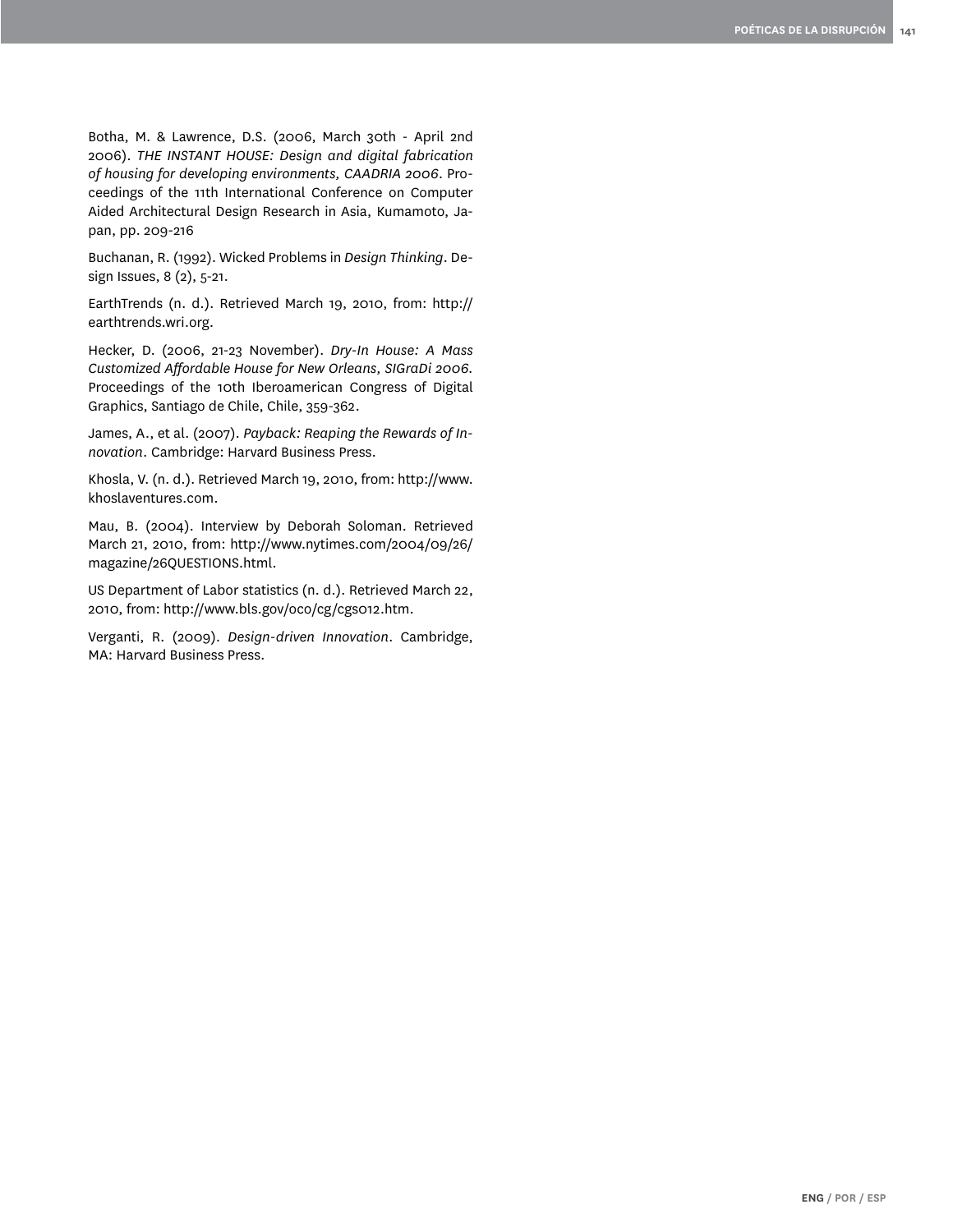Botha, M. & Lawrence, D.S. (2006, March 30th - April 2nd 2006). *THE INSTANT HOUSE: Design and digital fabrication of housing for developing environments, CAADRIA 2006*. Proceedings of the 11th International Conference on Computer Aided Architectural Design Research in Asia, Kumamoto, Japan, pp. 209-216

Buchanan, R. (1992). Wicked Problems in *Design Thinking*. Design Issues, 8 (2), 5-21.

EarthTrends (n. d.). Retrieved March 19, 2010, from: http://earthtrends.wri.org.

Hecker, D. (2006, 21-23 November). *Dry-In House: A Mass Customized Affordable House for New Orleans, SIGraDi 2006.* Proceedings of the 10th Iberoamerican Congress of Digital Graphics, Santiago de Chile, Chile, 359-362.

James, A., et al. (2007). *Payback: Reaping the Rewards of Innovation*. Cambridge: Harvard Business Press.

Khosla, V. (n. d.). Retrieved March 19, 2010, from: http://www.khoslaventures.com.

Mau, B. (2004). Interview by Deborah Soloman. Retrieved March 21, 2010, from: http://www.nytimes.com/2004/09/26/magazine/26QUESTIONS.html.

US Department of Labor statistics (n. d.). Retrieved March 22, 2010, from: http://www.bls.gov/oco/cg/cgs012.htm.

Verganti, R. (2009). *Design-driven Innovation*. Cambridge, MA: Harvard Business Press.